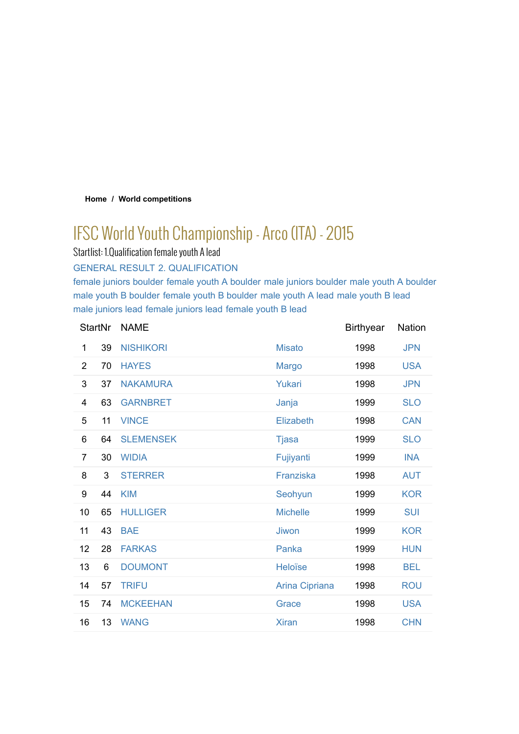Home / World competitions

# IFSC World Youth Championship - Arco (ITA) - 2015

Startlist: 1.Qualification female youth A lead

GENERAL RESULT 2. QUALIFICATION

female juniors boulder female youth A boulder male juniors boulder male youth A boulder male youth B boulder female youth B boulder male youth A lead male youth B lead male juniors lead female juniors lead female youth B lead

| | StartNr | NAME | | Birthyear | Nation |
|---|---|---|---|---|---|
| 1 | 39 | NISHIKORI | Misato | 1998 | JPN |
| 2 | 70 | HAYES | Margo | 1998 | USA |
| 3 | 37 | NAKAMURA | Yukari | 1998 | JPN |
| 4 | 63 | GARNBRET | Janja | 1999 | SLO |
| 5 | 11 | VINCE | Elizabeth | 1998 | CAN |
| 6 | 64 | SLEMENSEK | Tjasa | 1999 | SLO |
| 7 | 30 | WIDIA | Fujiyanti | 1999 | INA |
| 8 | 3 | STERRER | Franziska | 1998 | AUT |
| 9 | 44 | KIM | Seohyun | 1999 | KOR |
| 10 | 65 | HULLIGER | Michelle | 1999 | SUI |
| 11 | 43 | BAE | Jiwon | 1999 | KOR |
| 12 | 28 | FARKAS | Panka | 1999 | HUN |
| 13 | 6 | DOUMONT | Heloïse | 1998 | BEL |
| 14 | 57 | TRIFU | Arina Cipriana | 1998 | ROU |
| 15 | 74 | MCKEEHAN | Grace | 1998 | USA |
| 16 | 13 | WANG | Xiran | 1998 | CHN |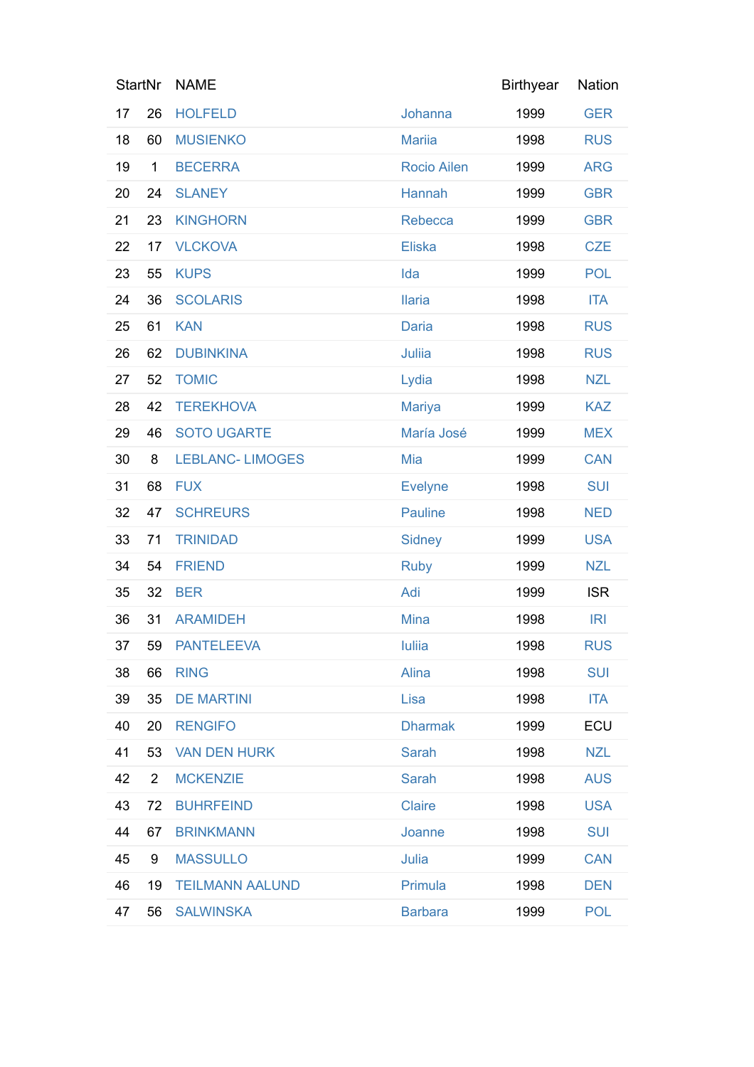| | StartNr | NAME | | Birthyear | Nation |
|---|---|---|---|---|---|
| 17 | 26 | HOLFELD | Johanna | 1999 | GER |
| 18 | 60 | MUSIENKO | Mariia | 1998 | RUS |
| 19 | 1 | BECERRA | Rocio Ailen | 1999 | ARG |
| 20 | 24 | SLANEY | Hannah | 1999 | GBR |
| 21 | 23 | KINGHORN | Rebecca | 1999 | GBR |
| 22 | 17 | VLCKOVA | Eliska | 1998 | CZE |
| 23 | 55 | KUPS | Ida | 1999 | POL |
| 24 | 36 | SCOLARIS | Ilaria | 1998 | ITA |
| 25 | 61 | KAN | Daria | 1998 | RUS |
| 26 | 62 | DUBINKINA | Juliia | 1998 | RUS |
| 27 | 52 | TOMIC | Lydia | 1998 | NZL |
| 28 | 42 | TEREKHOVA | Mariya | 1999 | KAZ |
| 29 | 46 | SOTO UGARTE | María José | 1999 | MEX |
| 30 | 8 | LEBLANC- LIMOGES | Mia | 1999 | CAN |
| 31 | 68 | FUX | Evelyne | 1998 | SUI |
| 32 | 47 | SCHREURS | Pauline | 1998 | NED |
| 33 | 71 | TRINIDAD | Sidney | 1999 | USA |
| 34 | 54 | FRIEND | Ruby | 1999 | NZL |
| 35 | 32 | BER | Adi | 1999 | ISR |
| 36 | 31 | ARAMIDEH | Mina | 1998 | IRI |
| 37 | 59 | PANTELEEVA | Iuliia | 1998 | RUS |
| 38 | 66 | RING | Alina | 1998 | SUI |
| 39 | 35 | DE MARTINI | Lisa | 1998 | ITA |
| 40 | 20 | RENGIFO | Dharmak | 1999 | ECU |
| 41 | 53 | VAN DEN HURK | Sarah | 1998 | NZL |
| 42 | 2 | MCKENZIE | Sarah | 1998 | AUS |
| 43 | 72 | BUHRFEIND | Claire | 1998 | USA |
| 44 | 67 | BRINKMANN | Joanne | 1998 | SUI |
| 45 | 9 | MASSULLO | Julia | 1999 | CAN |
| 46 | 19 | TEILMANN AALUND | Primula | 1998 | DEN |
| 47 | 56 | SALWINSKA | Barbara | 1999 | POL |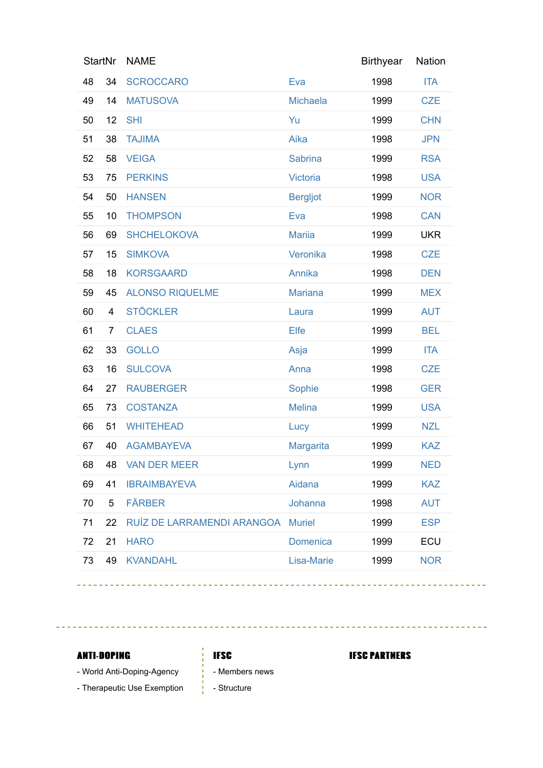| StartNr | | NAME | | Birthyear | Nation |
|---|---|---|---|---|---|
| 48 | 34 | SCROCCARO | Eva | 1998 | ITA |
| 49 | 14 | MATUSOVA | Michaela | 1999 | CZE |
| 50 | 12 | SHI | Yu | 1999 | CHN |
| 51 | 38 | TAJIMA | Aika | 1998 | JPN |
| 52 | 58 | VEIGA | Sabrina | 1999 | RSA |
| 53 | 75 | PERKINS | Victoria | 1998 | USA |
| 54 | 50 | HANSEN | Bergljot | 1999 | NOR |
| 55 | 10 | THOMPSON | Eva | 1998 | CAN |
| 56 | 69 | SHCHELOKOVA | Mariia | 1999 | UKR |
| 57 | 15 | SIMKOVA | Veronika | 1998 | CZE |
| 58 | 18 | KORSGAARD | Annika | 1998 | DEN |
| 59 | 45 | ALONSO RIQUELME | Mariana | 1999 | MEX |
| 60 | 4 | STÖCKLER | Laura | 1999 | AUT |
| 61 | 7 | CLAES | Elfe | 1999 | BEL |
| 62 | 33 | GOLLO | Asja | 1999 | ITA |
| 63 | 16 | SULCOVA | Anna | 1998 | CZE |
| 64 | 27 | RAUBERGER | Sophie | 1998 | GER |
| 65 | 73 | COSTANZA | Melina | 1999 | USA |
| 66 | 51 | WHITEHEAD | Lucy | 1999 | NZL |
| 67 | 40 | AGAMBAYEVA | Margarita | 1999 | KAZ |
| 68 | 48 | VAN DER MEER | Lynn | 1999 | NED |
| 69 | 41 | IBRAIMBAYEVA | Aidana | 1999 | KAZ |
| 70 | 5 | FÄRBER | Johanna | 1998 | AUT |
| 71 | 22 | RUÍZ DE LARRAMENDI ARANGOA | Muriel | 1999 | ESP |
| 72 | 21 | HARO | Domenica | 1999 | ECU |
| 73 | 49 | KVANDAHL | Lisa-Marie | 1999 | NOR |

**ANTI-DOPING**

- World Anti-Doping-Agency
- Therapeutic Use Exemption

**IFSC**

- Members news
- Structure

**IFSC PARTNERS**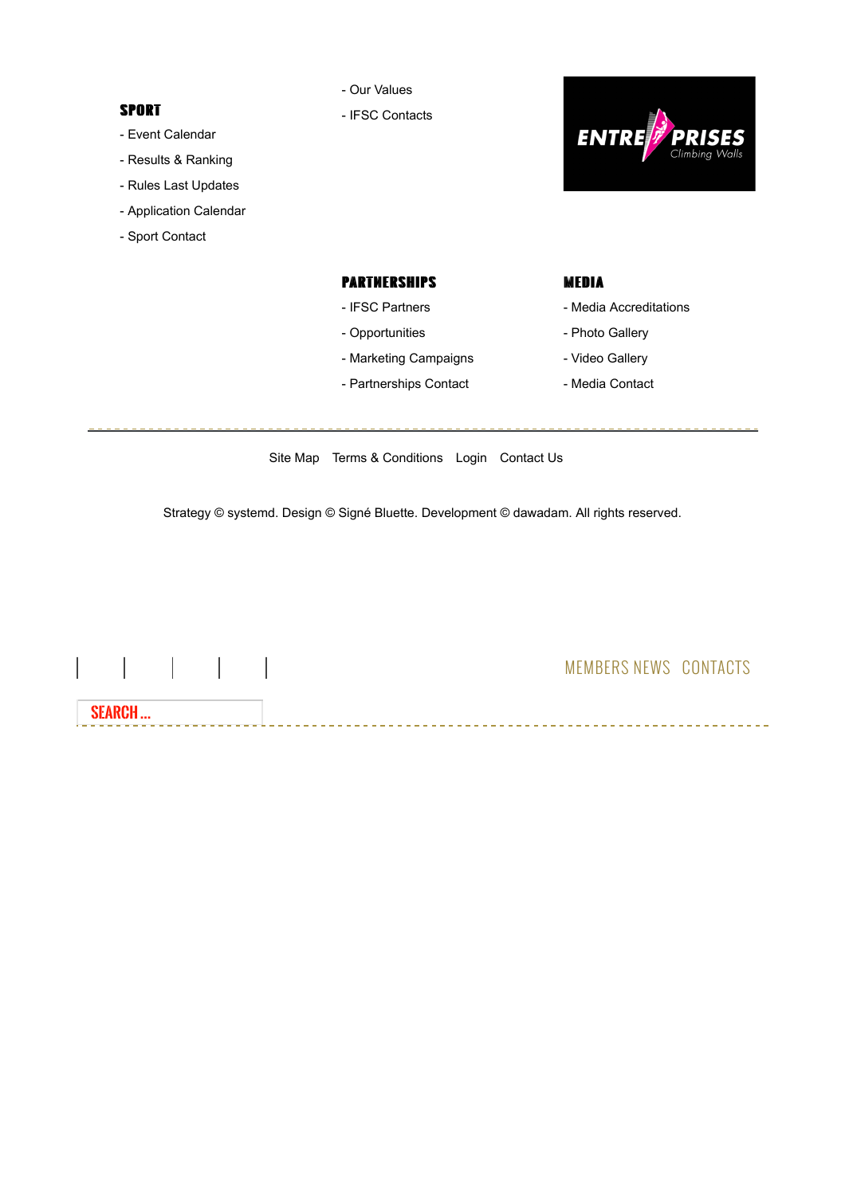- Our Values
- IFSC Contacts

### SPORT

- Event Calendar
- Results & Ranking
- Rules Last Updates
- Application Calendar
- Sport Contact

ENTREPRISES Climbing Walls

### PARTNERSHIPS

- IFSC Partners
- Opportunities
- Marketing Campaigns
- Partnerships Contact

### MEDIA

- Media Accreditations
- Photo Gallery
- Video Gallery
- Media Contact

---

Site Map Terms & Conditions Login Contact Us

Strategy © systemd. Design © Signé Bluette. Development © dawadam. All rights reserved.

MEMBERS NEWS CONTACTS

SEARCH ...